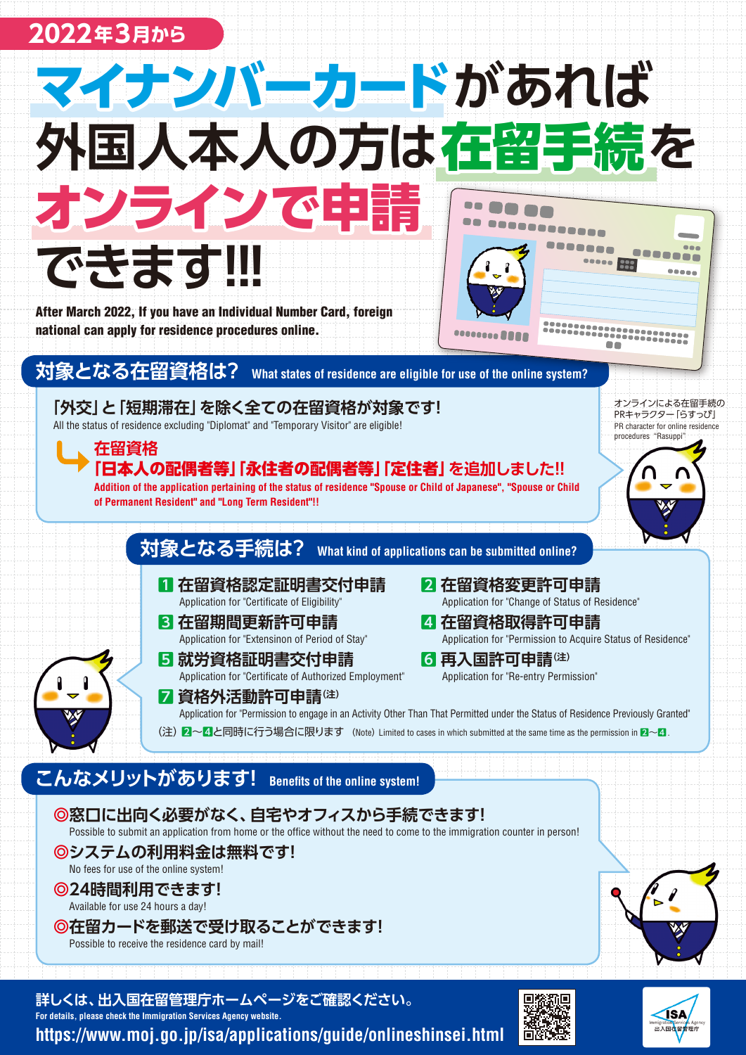2022年3月から

# マイナンバーカードがあれば外国人本人の方は在留手続をオンラインで申請できます!!!

**After March 2022, If you have an Individual Number Card, foreign national can apply for residence procedures online.**

## 対象となる在留資格は？ What states of residence are eligible for use of the online system?

「外交」と「短期滞在」を除く全ての在留資格が対象です！
All the status of residence excluding "Diplomat" and "Temporary Visitor" are eligible!

**在留資格**
**「日本人の配偶者等」「永住者の配偶者等」「定住者」を追加しました!!**
**Addition of the application pertaining of the status of residence "Spouse or Child of Japanese", "Spouse or Child of Permanent Resident" and "Long Term Resident"!!**

オンラインによる在留手続のPRキャラクター「らすっぴ」
PR character for online residence procedures "Rasuppi"

## 対象となる手続は？ What kind of applications can be submitted online?

1. **在留資格認定証明書交付申請**
   Application for "Certificate of Eligibility"
2. **在留資格変更許可申請**
   Application for "Change of Status of Residence"
3. **在留期間更新許可申請**
   Application for "Extensinon of Period of Stay"
4. **在留資格取得許可申請**
   Application for "Permission to Acquire Status of Residence"
5. **就労資格証明書交付申請**
   Application for "Certificate of Authorized Employment"
6. **再入国許可申請(注)**
   Application for "Re-entry Permission"
7. **資格外活動許可申請(注)**
   Application for "Permission to engage in an Activity Other Than That Permitted under the Status of Residence Previously Granted"

（注）2～4と同時に行う場合に限ります　(Note) Limited to cases in which submitted at the same time as the permission in 2～4.

## こんなメリットがあります！ Benefits of the online system!

◎窓口に出向く必要がなく、自宅やオフィスから手続できます！
Possible to submit an application from home or the office without the need to come to the immigration counter in person!

◎システムの利用料金は無料です！
No fees for use of the online system!

◎24時間利用できます！
Available for use 24 hours a day!

◎在留カードを郵送で受け取ることができます！
Possible to receive the residence card by mail!

詳しくは、出入国在留管理庁ホームページをご確認ください。
For details, please check the Immigration Services Agency website.
https://www.moj.go.jp/isa/applications/guide/onlineshinsei.html

ISA Immigration Services Agency 出入国在留管理庁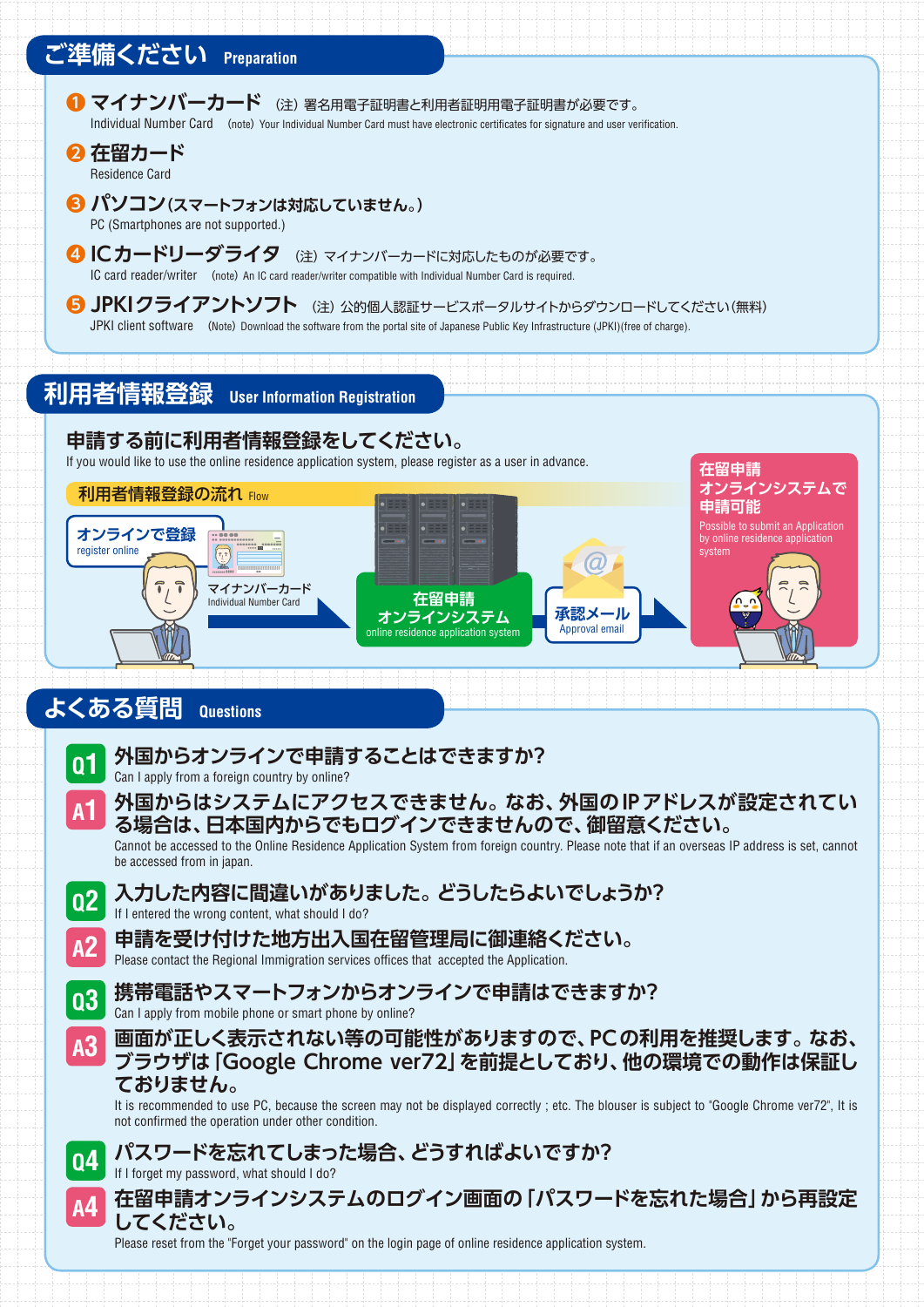## ご準備ください Preparation

1. **マイナンバーカード** （注）署名用電子証明書と利用者証明用電子証明書が必要です。
   Individual Number Card (note) Your Individual Number Card must have electronic certificates for signature and user verification.
2. **在留カード**
   Residence Card
3. **パソコン**（スマートフォンは対応していません。）
   PC (Smartphones are not supported.)
4. **ICカードリーダーライタ** （注）マイナンバーカードに対応したものが必要です。
   IC card reader/writer (note) An IC card reader/writer compatible with Individual Number Card is required.
5. **JPKIクライアントソフト** （注）公的個人認証サービスポータルサイトからダウンロードしてください（無料）
   JPKI client software (Note) Download the software from the portal site of Japanese Public Key Infrastructure (JPKI)(free of charge).

## 利用者情報登録 User Information Registration

**申請する前に利用者情報登録をしてください。**
If you would like to use the online residence application system, please register as a user in advance.

**利用者情報登録の流れ** Flow

オンラインで登録 register online

マイナンバーカード Individual Number Card

在留申請オンラインシステム online residence application system

承認メール Approval email

在留申請オンラインシステムで申請可能
Possible to submit an Application by online residence application system

## よくある質問 Questions

**Q1 外国からオンラインで申請することはできますか?**
Can I apply from a foreign country by online?

**A1 外国からはシステムにアクセスできません。なお、外国のIPアドレスが設定されている場合は、日本国内からでもログインできませんので、御留意ください。**
Cannot be accessed to the Online Residence Application System from foreign country. Please note that if an overseas IP address is set, cannot be accessed from in japan.

**Q2 入力した内容に間違いがありました。どうしたらよいでしょうか?**
If I entered the wrong content, what should I do?

**A2 申請を受け付けた地方出入国在留管理局に御連絡ください。**
Please contact the Regional Immigration services offices that accepted the Application.

**Q3 携帯電話やスマートフォンからオンラインで申請はできますか?**
Can I apply from mobile phone or smart phone by online?

**A3 画面が正しく表示されない等の可能性がありますので、PCの利用を推奨します。なお、ブラウザは「Google Chrome ver72」を前提としており、他の環境での動作は保証しておりません。**
It is recommended to use PC, because the screen may not be displayed correctly ; etc. The blouser is subject to "Google Chrome ver72", It is not confirmed the operation under other condition.

**Q4 パスワードを忘れてしまった場合、どうすればよいですか?**
If I forget my password, what should I do?

**A4 在留申請オンラインシステムのログイン画面の「パスワードを忘れた場合」から再設定してください。**
Please reset from the "Forget your password" on the login page of online residence application system.